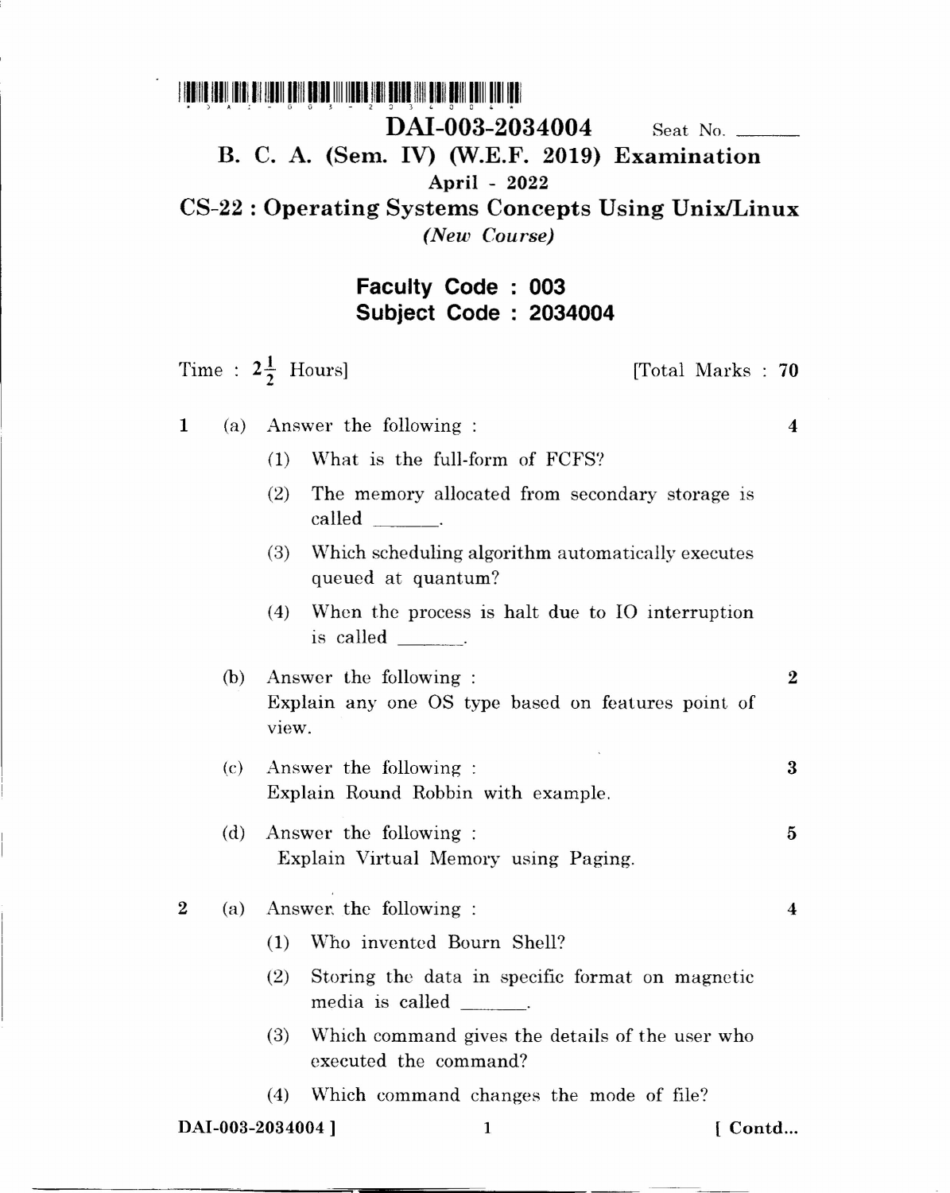# DAI-003-2034004

Seat No. \_\_\_\_\_\_

## B. C. A. (Sem. IV) (W.E.F. 2019) Examination

**April - 2022**

## CS-22 : Operating Systems Concepts Using Unix/Linux

*(New Course)*

**Faculty Code : 003**
**Subject Code : 2034004**

Time : $2\frac{1}{2}$ Hours] [Total Marks : **70**

**1** (a) Answer the following : **4**

(1) What is the full-form of FCFS?

(2) The memory allocated from secondary storage is called \_\_\_\_\_\_\_.

(3) Which scheduling algorithm automatically executes queued at quantum?

(4) When the process is halt due to IO interruption is called \_\_\_\_\_\_\_.

(b) Answer the following : **2**

Explain any one OS type based on features point of view.

(c) Answer the following : **3**

Explain Round Robbin with example.

(d) Answer the following : **5**

Explain Virtual Memory using Paging.

**2** (a) Answer the following : **4**

(1) Who invented Bourn Shell?

(2) Storing the data in specific format on magnetic media is called \_\_\_\_\_\_\_.

(3) Which command gives the details of the user who executed the command?

(4) Which command changes the mode of file?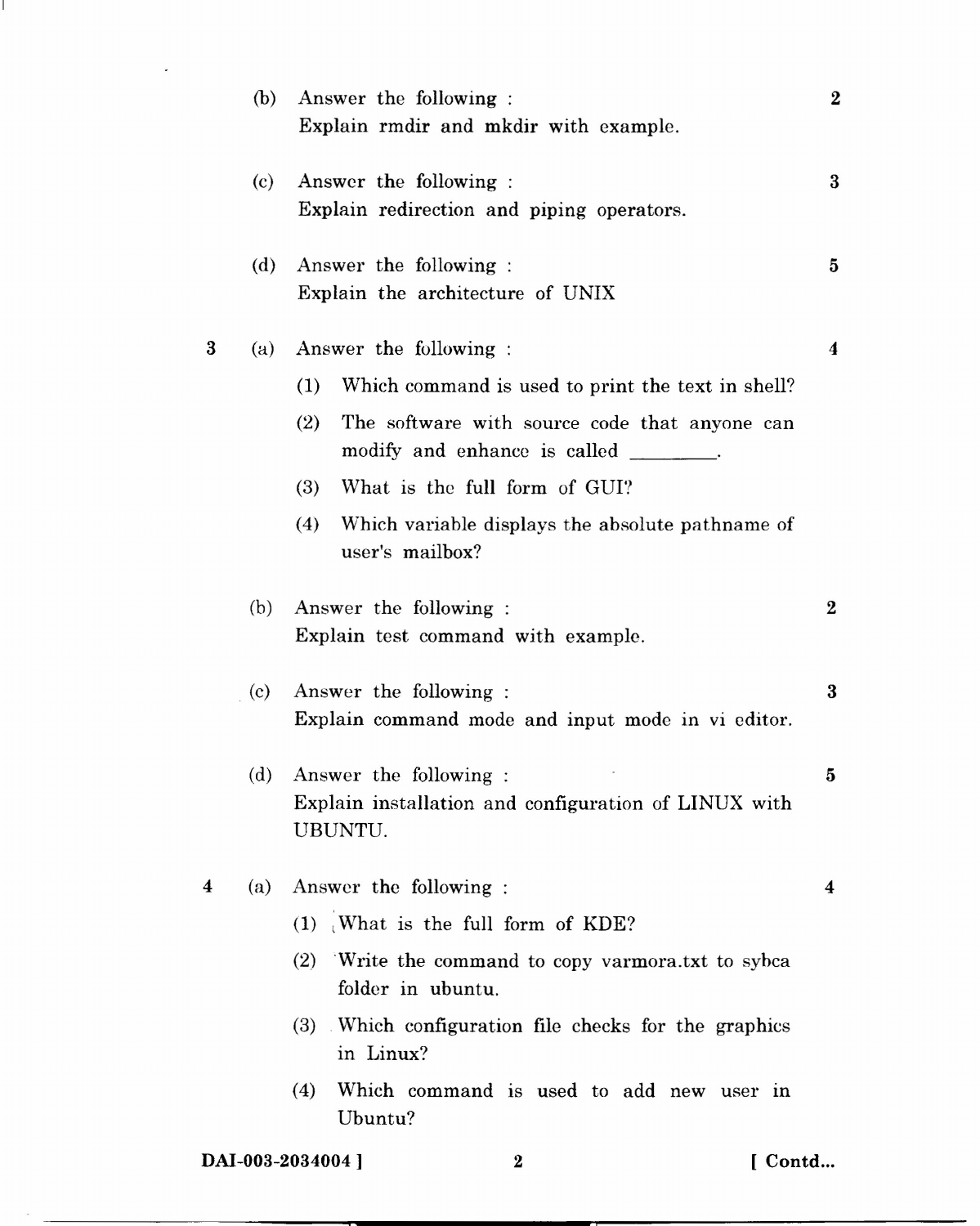(b) Answer the following : **2**
Explain rmdir and mkdir with example.

(c) Answer the following : **3**
Explain redirection and piping operators.

(d) Answer the following : **5**
Explain the architecture of UNIX

**3** (a) Answer the following : **4**

(1) Which command is used to print the text in shell?

(2) The software with source code that anyone can modify and enhance is called ________.

(3) What is the full form of GUI?

(4) Which variable displays the absolute pathname of user's mailbox?

(b) Answer the following : **2**
Explain test command with example.

(c) Answer the following : **3**
Explain command mode and input mode in vi editor.

(d) Answer the following : **5**
Explain installation and configuration of LINUX with UBUNTU.

**4** (a) Answer the following : **4**

(1) What is the full form of KDE?

(2) Write the command to copy varmora.txt to sybca folder in ubuntu.

(3) Which configuration file checks for the graphics in Linux?

(4) Which command is used to add new user in Ubuntu?

DAI-003-2034004 ] [ Contd...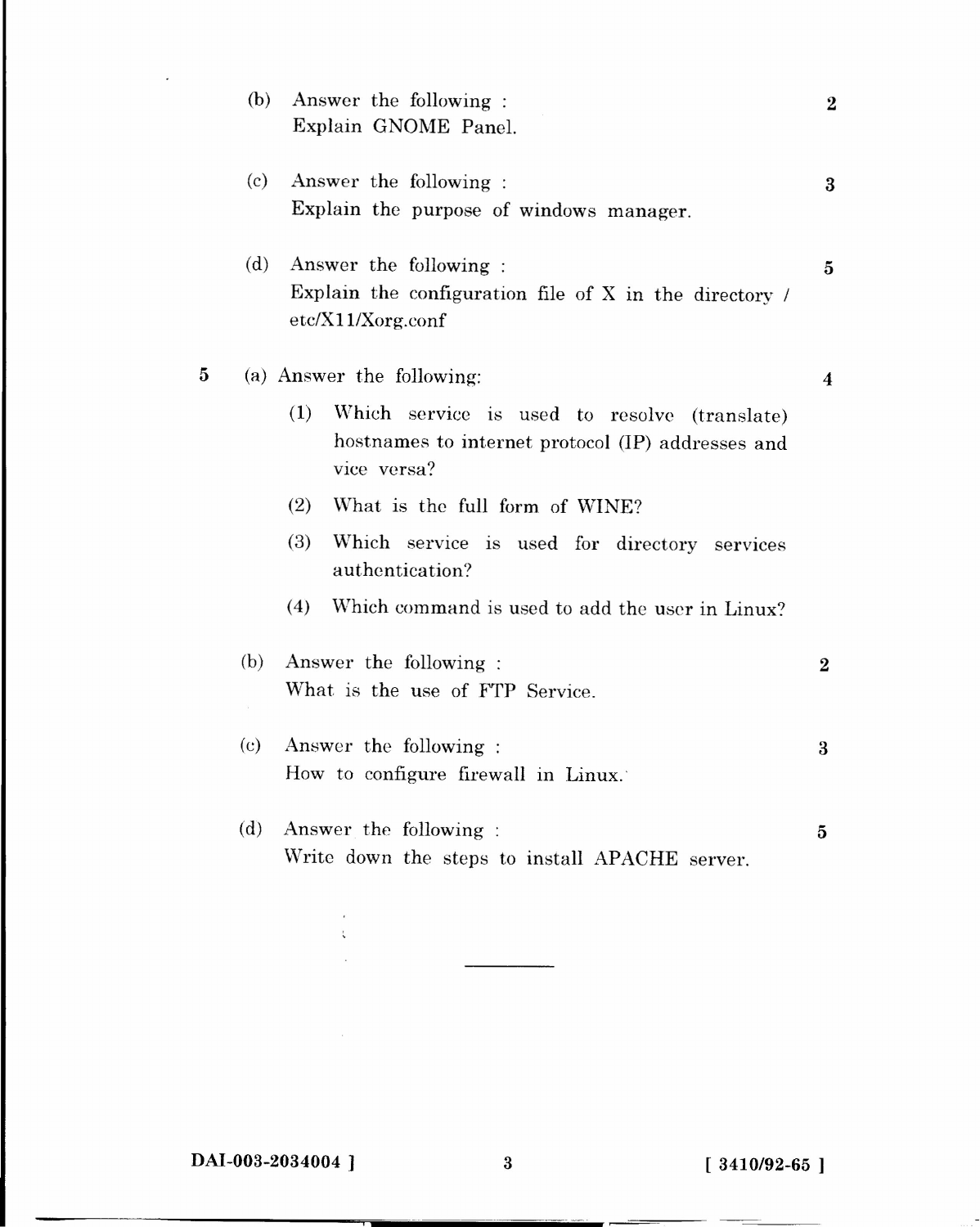(b) Answer the following : **2**
Explain GNOME Panel.

(c) Answer the following : **3**
Explain the purpose of windows manager.

(d) Answer the following : **5**
Explain the configuration file of X in the directory / etc/X11/Xorg.conf

**5** (a) Answer the following: **4**

(1) Which service is used to resolve (translate) hostnames to internet protocol (IP) addresses and vice versa?

(2) What is the full form of WINE?

(3) Which service is used for directory services authentication?

(4) Which command is used to add the user in Linux?

(b) Answer the following : **2**
What is the use of FTP Service.

(c) Answer the following : **3**
How to configure firewall in Linux.

(d) Answer the following : **5**
Write down the steps to install APACHE server.

---